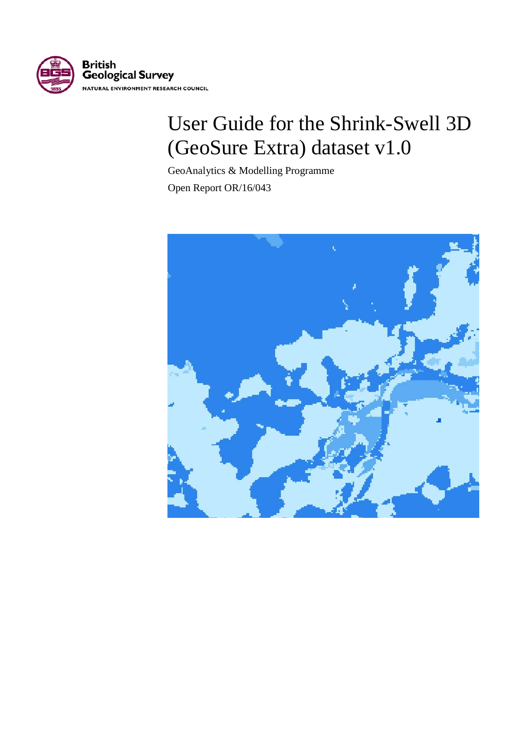British
Geological Survey
NATURAL ENVIRONMENT RESEARCH COUNCIL

# User Guide for the Shrink-Swell 3D (GeoSure Extra) dataset v1.0

GeoAnalytics & Modelling Programme

Open Report OR/16/043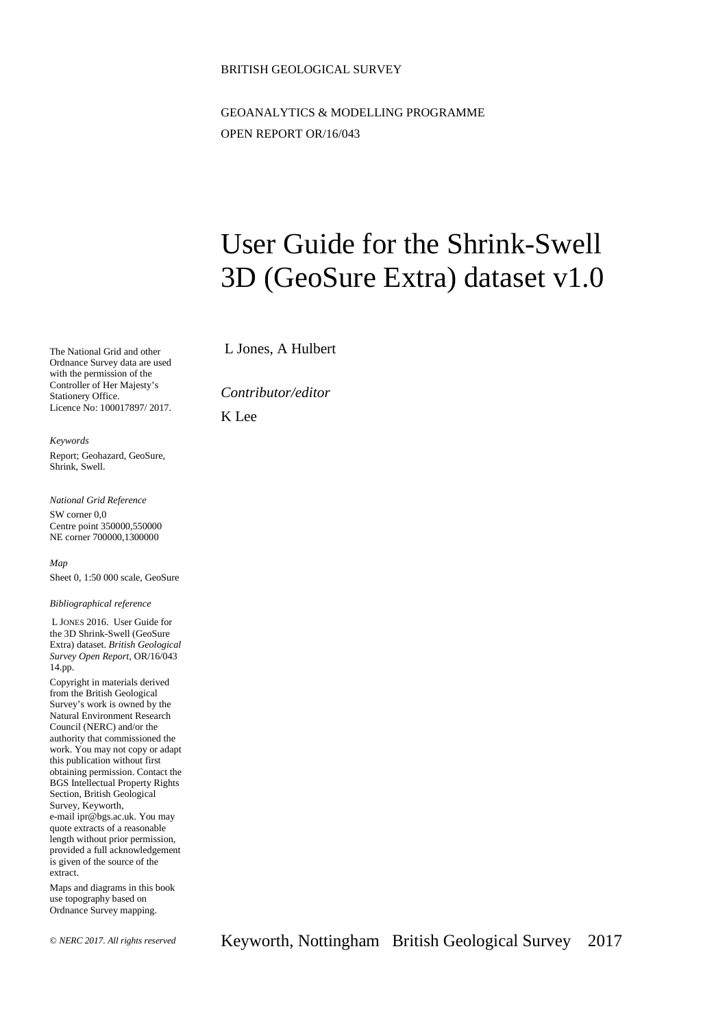BRITISH GEOLOGICAL SURVEY

GEOANALYTICS & MODELLING PROGRAMME

OPEN REPORT OR/16/043

# User Guide for the Shrink-Swell 3D (GeoSure Extra) dataset v1.0

L Jones, A Hulbert

*Contributor/editor*

K Lee

The National Grid and other Ordnance Survey data are used with the permission of the Controller of Her Majesty's Stationery Office.
Licence No: 100017897/ 2017.

*Keywords*

Report; Geohazard, GeoSure, Shrink, Swell.

*National Grid Reference*

SW corner 0,0
Centre point 350000,550000
NE corner 700000,1300000

*Map*

Sheet 0, 1:50 000 scale, GeoSure

*Bibliographical reference*

L JONES 2016. User Guide for the 3D Shrink-Swell (GeoSure Extra) dataset. *British Geological Survey Open Report*, OR/16/043 14.pp.

Copyright in materials derived from the British Geological Survey's work is owned by the Natural Environment Research Council (NERC) and/or the authority that commissioned the work. You may not copy or adapt this publication without first obtaining permission. Contact the BGS Intellectual Property Rights Section, British Geological Survey, Keyworth,
e-mail ipr@bgs.ac.uk. You may quote extracts of a reasonable length without prior permission, provided a full acknowledgement is given of the source of the extract.

Maps and diagrams in this book use topography based on Ordnance Survey mapping.

*© NERC 2017. All rights reserved*

Keyworth, Nottingham British Geological Survey 2017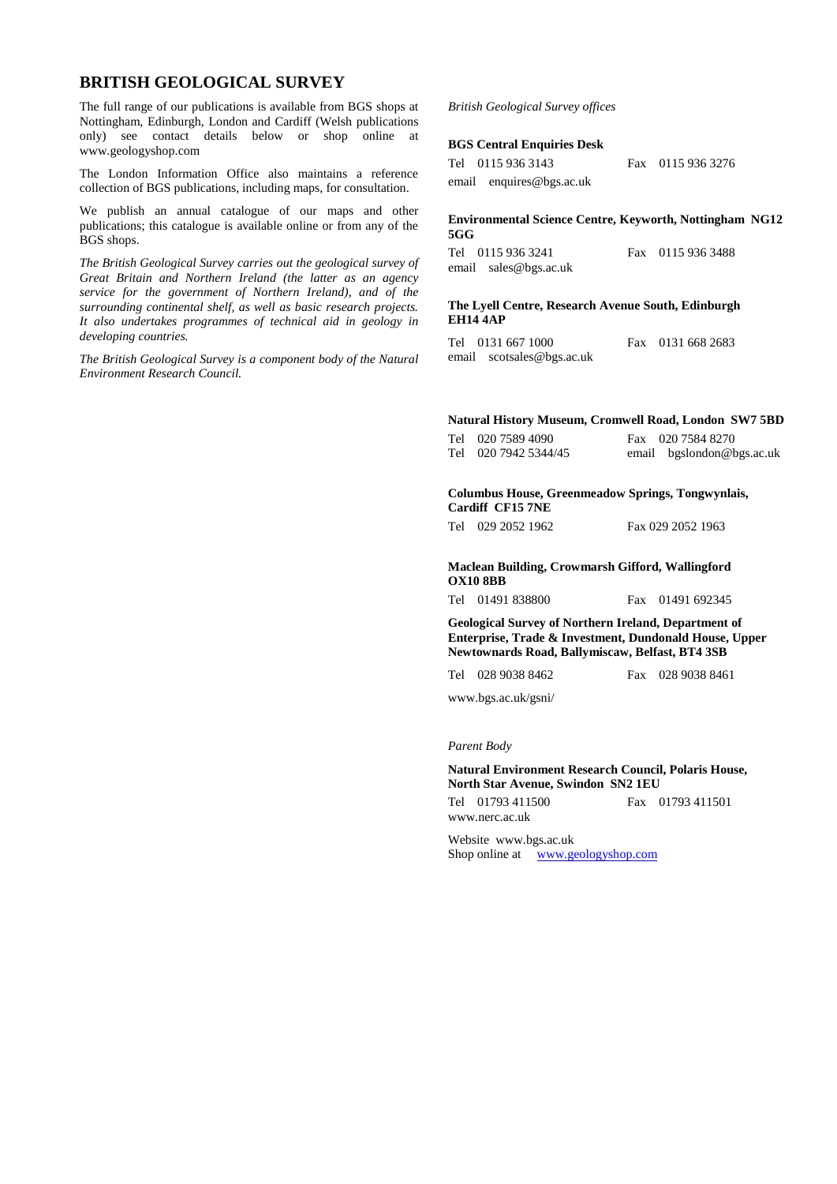## BRITISH GEOLOGICAL SURVEY

The full range of our publications is available from BGS shops at Nottingham, Edinburgh, London and Cardiff (Welsh publications only) see contact details below or shop online at www.geologyshop.com

The London Information Office also maintains a reference collection of BGS publications, including maps, for consultation.

We publish an annual catalogue of our maps and other publications; this catalogue is available online or from any of the BGS shops.

*The British Geological Survey carries out the geological survey of Great Britain and Northern Ireland (the latter as an agency service for the government of Northern Ireland), and of the surrounding continental shelf, as well as basic research projects. It also undertakes programmes of technical aid in geology in developing countries.*

*The British Geological Survey is a component body of the Natural Environment Research Council.*

*British Geological Survey offices*

**BGS Central Enquiries Desk**

Tel 0115 936 3143 Fax 0115 936 3276
email enquires@bgs.ac.uk

**Environmental Science Centre, Keyworth, Nottingham NG12 5GG**

Tel 0115 936 3241 Fax 0115 936 3488
email sales@bgs.ac.uk

**The Lyell Centre, Research Avenue South, Edinburgh EH14 4AP**

Tel 0131 667 1000 Fax 0131 668 2683
email scotsales@bgs.ac.uk

**Natural History Museum, Cromwell Road, London SW7 5BD**

Tel 020 7589 4090 Fax 020 7584 8270
Tel 020 7942 5344/45 email bgslondon@bgs.ac.uk

**Columbus House, Greenmeadow Springs, Tongwynlais, Cardiff CF15 7NE**

Tel 029 2052 1962 Fax 029 2052 1963

**Maclean Building, Crowmarsh Gifford, Wallingford OX10 8BB**

Tel 01491 838800 Fax 01491 692345

**Geological Survey of Northern Ireland, Department of Enterprise, Trade & Investment, Dundonald House, Upper Newtownards Road, Ballymiscaw, Belfast, BT4 3SB**

Tel 028 9038 8462 Fax 028 9038 8461

www.bgs.ac.uk/gsni/

*Parent Body*

**Natural Environment Research Council, Polaris House, North Star Avenue, Swindon SN2 1EU**

Tel 01793 411500 Fax 01793 411501
www.nerc.ac.uk

Website www.bgs.ac.uk
Shop online at www.geologyshop.com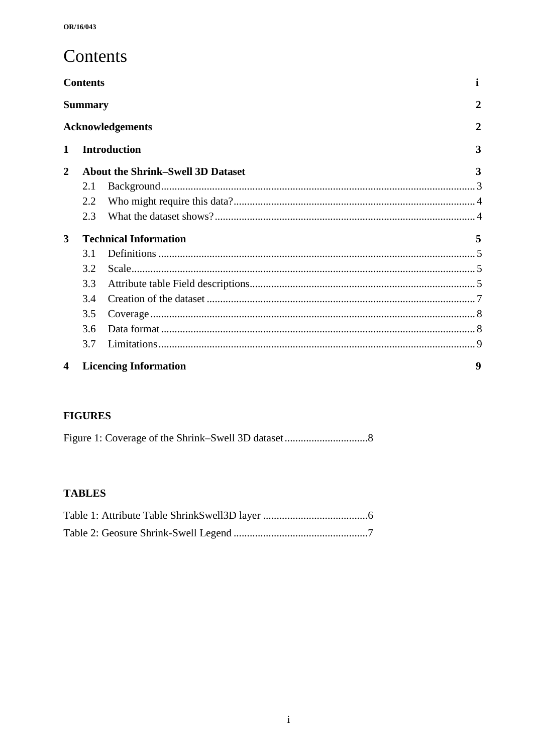# Contents

**Contents** i

**Summary** 2

**Acknowledgements** 2

**1 Introduction** 3

**2 About the Shrink–Swell 3D Dataset** 3

- 2.1 Background 3
- 2.2 Who might require this data? 4
- 2.3 What the dataset shows? 4

**3 Technical Information** 5

- 3.1 Definitions 5
- 3.2 Scale 5
- 3.3 Attribute table Field descriptions 5
- 3.4 Creation of the dataset 7
- 3.5 Coverage 8
- 3.6 Data format 8
- 3.7 Limitations 9

**4 Licencing Information** 9

## FIGURES

Figure 1: Coverage of the Shrink–Swell 3D dataset 8

## TABLES

Table 1: Attribute Table ShrinkSwell3D layer 6

Table 2: Geosure Shrink-Swell Legend 7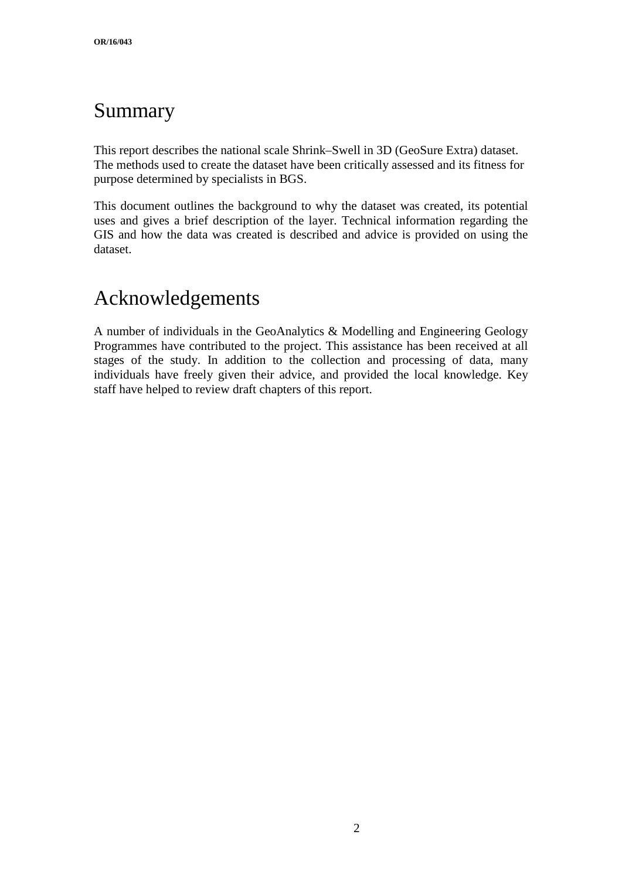# Summary

This report describes the national scale Shrink–Swell in 3D (GeoSure Extra) dataset. The methods used to create the dataset have been critically assessed and its fitness for purpose determined by specialists in BGS.

This document outlines the background to why the dataset was created, its potential uses and gives a brief description of the layer. Technical information regarding the GIS and how the data was created is described and advice is provided on using the dataset.

# Acknowledgements

A number of individuals in the GeoAnalytics & Modelling and Engineering Geology Programmes have contributed to the project. This assistance has been received at all stages of the study. In addition to the collection and processing of data, many individuals have freely given their advice, and provided the local knowledge. Key staff have helped to review draft chapters of this report.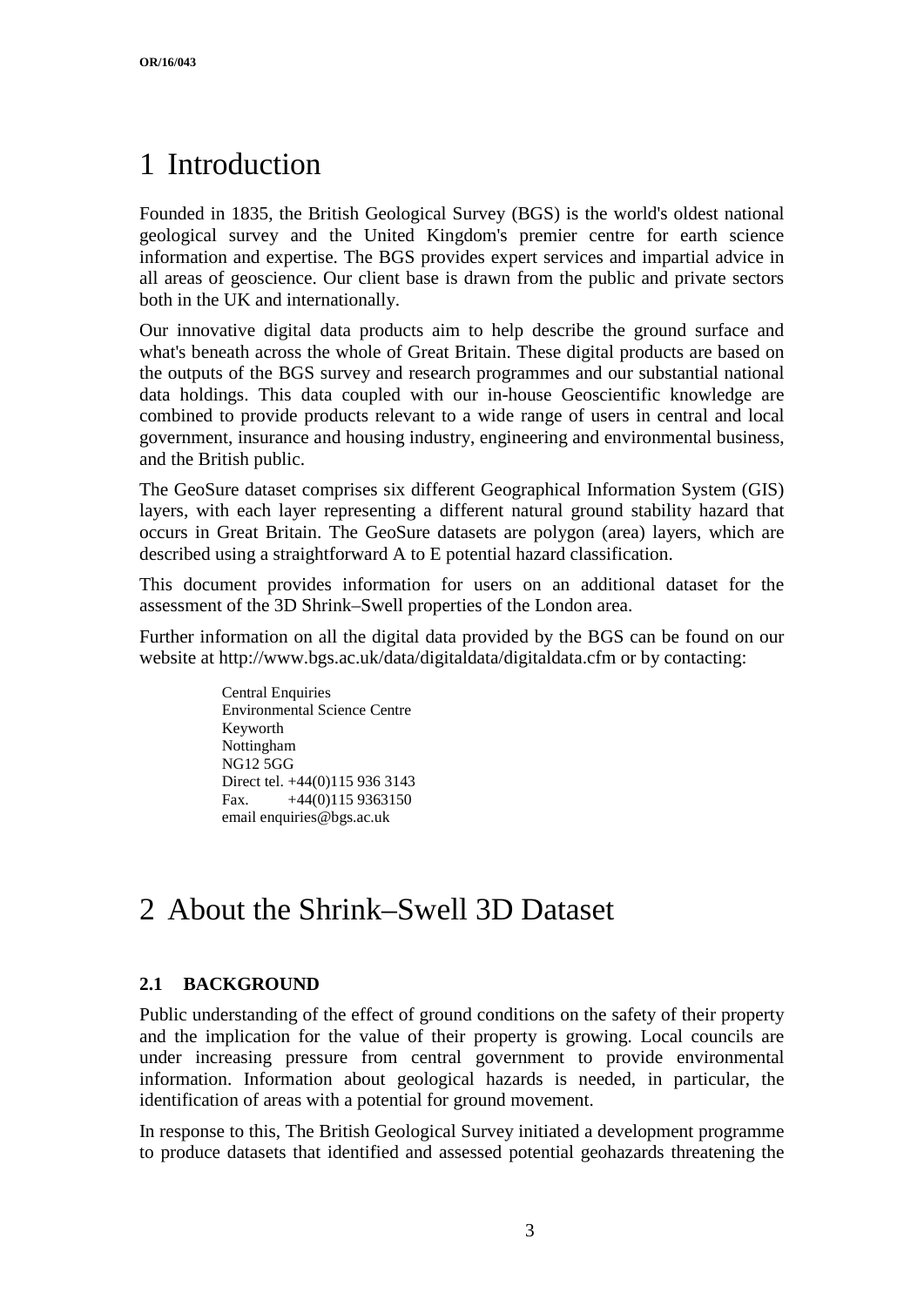# 1 Introduction

Founded in 1835, the British Geological Survey (BGS) is the world's oldest national geological survey and the United Kingdom's premier centre for earth science information and expertise. The BGS provides expert services and impartial advice in all areas of geoscience. Our client base is drawn from the public and private sectors both in the UK and internationally.

Our innovative digital data products aim to help describe the ground surface and what's beneath across the whole of Great Britain. These digital products are based on the outputs of the BGS survey and research programmes and our substantial national data holdings. This data coupled with our in-house Geoscientific knowledge are combined to provide products relevant to a wide range of users in central and local government, insurance and housing industry, engineering and environmental business, and the British public.

The GeoSure dataset comprises six different Geographical Information System (GIS) layers, with each layer representing a different natural ground stability hazard that occurs in Great Britain. The GeoSure datasets are polygon (area) layers, which are described using a straightforward A to E potential hazard classification.

This document provides information for users on an additional dataset for the assessment of the 3D Shrink–Swell properties of the London area.

Further information on all the digital data provided by the BGS can be found on our website at http://www.bgs.ac.uk/data/digitaldata/digitaldata.cfm or by contacting:

Central Enquiries
Environmental Science Centre
Keyworth
Nottingham
NG12 5GG
Direct tel. +44(0)115 936 3143
Fax. +44(0)115 9363150
email enquiries@bgs.ac.uk

# 2 About the Shrink–Swell 3D Dataset

## 2.1 BACKGROUND

Public understanding of the effect of ground conditions on the safety of their property and the implication for the value of their property is growing. Local councils are under increasing pressure from central government to provide environmental information. Information about geological hazards is needed, in particular, the identification of areas with a potential for ground movement.

In response to this, The British Geological Survey initiated a development programme to produce datasets that identified and assessed potential geohazards threatening the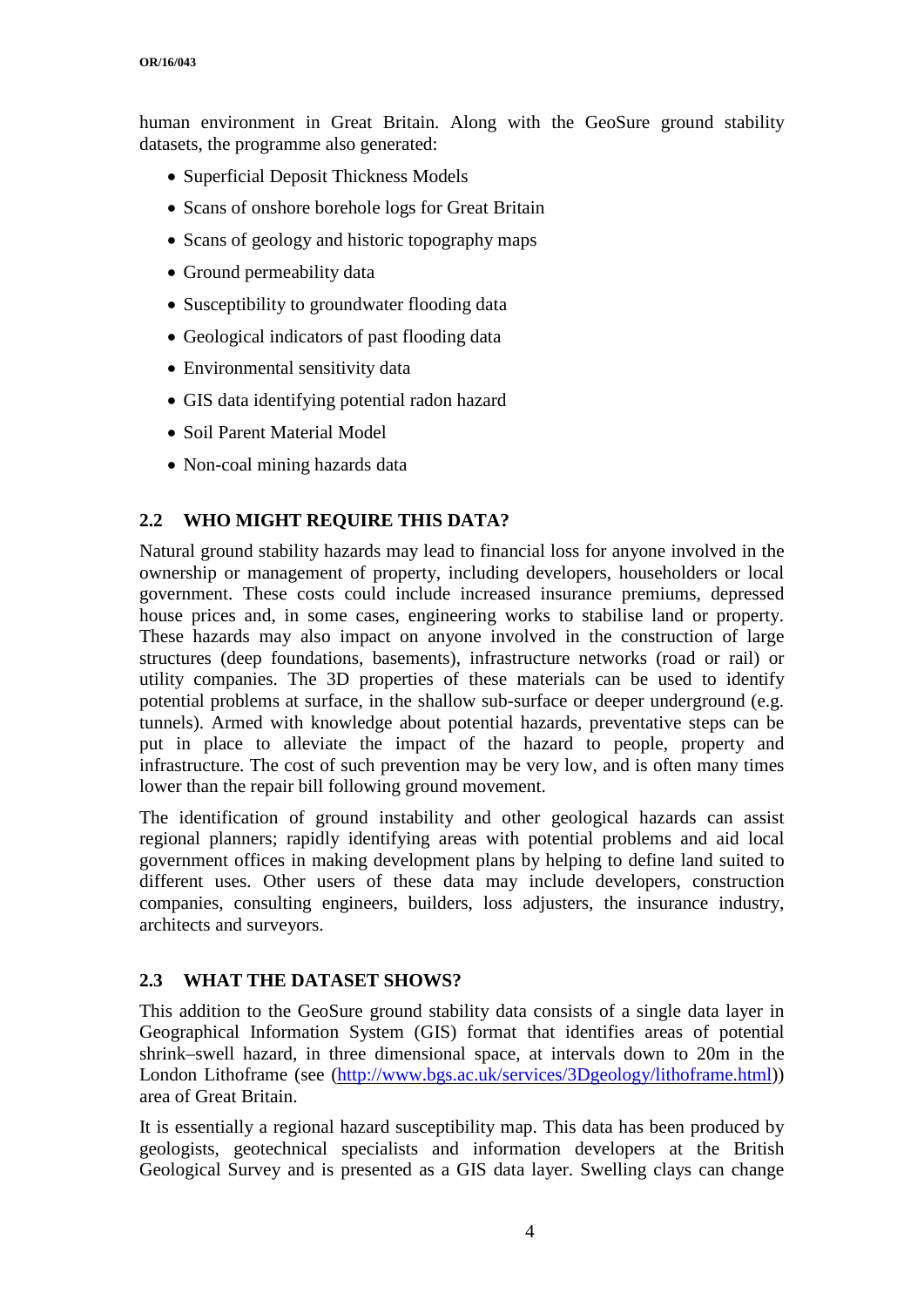human environment in Great Britain. Along with the GeoSure ground stability datasets, the programme also generated:

- Superficial Deposit Thickness Models
- Scans of onshore borehole logs for Great Britain
- Scans of geology and historic topography maps
- Ground permeability data
- Susceptibility to groundwater flooding data
- Geological indicators of past flooding data
- Environmental sensitivity data
- GIS data identifying potential radon hazard
- Soil Parent Material Model
- Non-coal mining hazards data

## 2.2 WHO MIGHT REQUIRE THIS DATA?

Natural ground stability hazards may lead to financial loss for anyone involved in the ownership or management of property, including developers, householders or local government. These costs could include increased insurance premiums, depressed house prices and, in some cases, engineering works to stabilise land or property. These hazards may also impact on anyone involved in the construction of large structures (deep foundations, basements), infrastructure networks (road or rail) or utility companies. The 3D properties of these materials can be used to identify potential problems at surface, in the shallow sub-surface or deeper underground (e.g. tunnels). Armed with knowledge about potential hazards, preventative steps can be put in place to alleviate the impact of the hazard to people, property and infrastructure. The cost of such prevention may be very low, and is often many times lower than the repair bill following ground movement.

The identification of ground instability and other geological hazards can assist regional planners; rapidly identifying areas with potential problems and aid local government offices in making development plans by helping to define land suited to different uses. Other users of these data may include developers, construction companies, consulting engineers, builders, loss adjusters, the insurance industry, architects and surveyors.

## 2.3 WHAT THE DATASET SHOWS?

This addition to the GeoSure ground stability data consists of a single data layer in Geographical Information System (GIS) format that identifies areas of potential shrink–swell hazard, in three dimensional space, at intervals down to 20m in the London Lithoframe (see (http://www.bgs.ac.uk/services/3Dgeology/lithoframe.html)) area of Great Britain.

It is essentially a regional hazard susceptibility map. This data has been produced by geologists, geotechnical specialists and information developers at the British Geological Survey and is presented as a GIS data layer. Swelling clays can change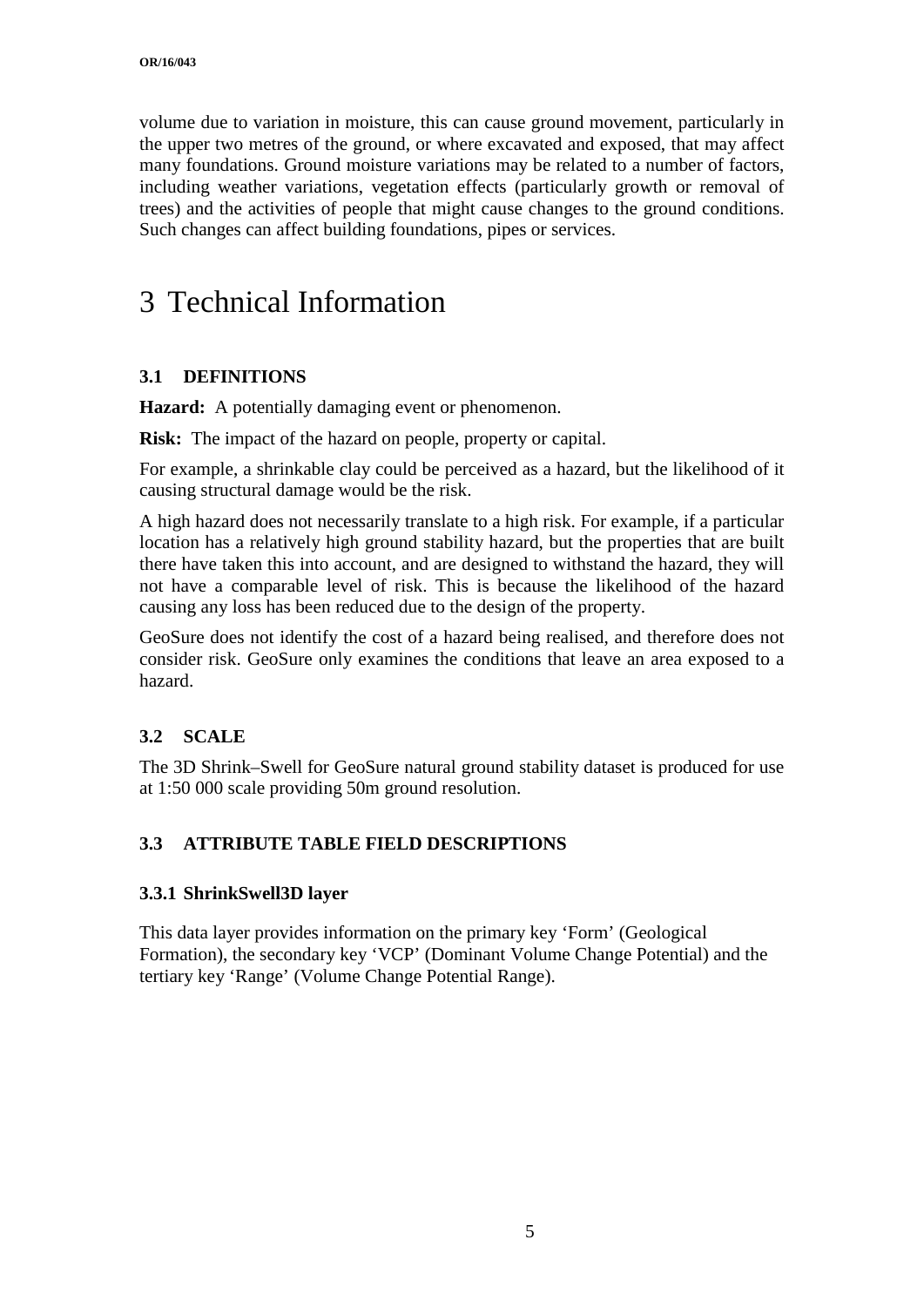volume due to variation in moisture, this can cause ground movement, particularly in the upper two metres of the ground, or where excavated and exposed, that may affect many foundations. Ground moisture variations may be related to a number of factors, including weather variations, vegetation effects (particularly growth or removal of trees) and the activities of people that might cause changes to the ground conditions. Such changes can affect building foundations, pipes or services.

# 3 Technical Information

### 3.1 DEFINITIONS

**Hazard:** A potentially damaging event or phenomenon.

**Risk:** The impact of the hazard on people, property or capital.

For example, a shrinkable clay could be perceived as a hazard, but the likelihood of it causing structural damage would be the risk.

A high hazard does not necessarily translate to a high risk. For example, if a particular location has a relatively high ground stability hazard, but the properties that are built there have taken this into account, and are designed to withstand the hazard, they will not have a comparable level of risk. This is because the likelihood of the hazard causing any loss has been reduced due to the design of the property.

GeoSure does not identify the cost of a hazard being realised, and therefore does not consider risk. GeoSure only examines the conditions that leave an area exposed to a hazard.

### 3.2 SCALE

The 3D Shrink–Swell for GeoSure natural ground stability dataset is produced for use at 1:50 000 scale providing 50m ground resolution.

### 3.3 ATTRIBUTE TABLE FIELD DESCRIPTIONS

#### 3.3.1 ShrinkSwell3D layer

This data layer provides information on the primary key 'Form' (Geological Formation), the secondary key 'VCP' (Dominant Volume Change Potential) and the tertiary key 'Range' (Volume Change Potential Range).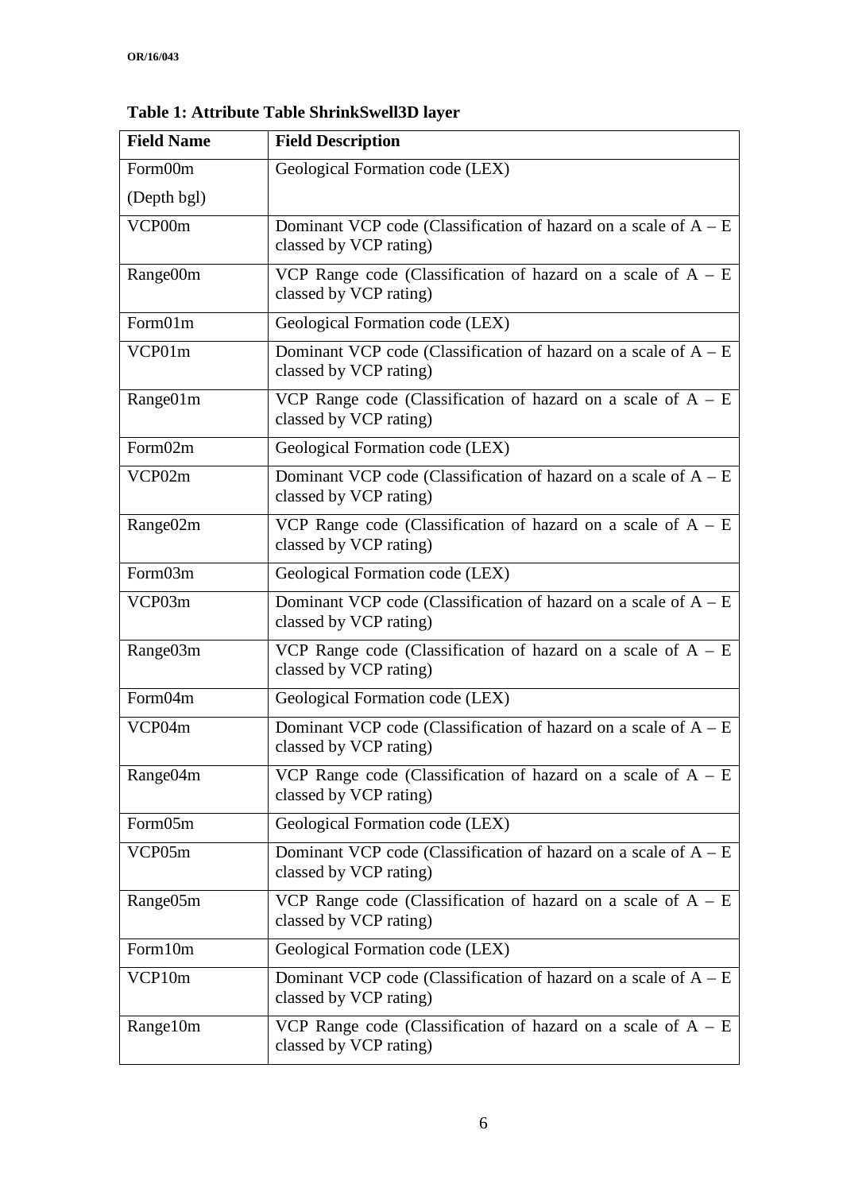**Table 1: Attribute Table ShrinkSwell3D layer**

| Field Name | Field Description |
|---|---|
| Form00m (Depth bgl) | Geological Formation code (LEX) |
| VCP00m | Dominant VCP code (Classification of hazard on a scale of A – E classed by VCP rating) |
| Range00m | VCP Range code (Classification of hazard on a scale of A – E classed by VCP rating) |
| Form01m | Geological Formation code (LEX) |
| VCP01m | Dominant VCP code (Classification of hazard on a scale of A – E classed by VCP rating) |
| Range01m | VCP Range code (Classification of hazard on a scale of A – E classed by VCP rating) |
| Form02m | Geological Formation code (LEX) |
| VCP02m | Dominant VCP code (Classification of hazard on a scale of A – E classed by VCP rating) |
| Range02m | VCP Range code (Classification of hazard on a scale of A – E classed by VCP rating) |
| Form03m | Geological Formation code (LEX) |
| VCP03m | Dominant VCP code (Classification of hazard on a scale of A – E classed by VCP rating) |
| Range03m | VCP Range code (Classification of hazard on a scale of A – E classed by VCP rating) |
| Form04m | Geological Formation code (LEX) |
| VCP04m | Dominant VCP code (Classification of hazard on a scale of A – E classed by VCP rating) |
| Range04m | VCP Range code (Classification of hazard on a scale of A – E classed by VCP rating) |
| Form05m | Geological Formation code (LEX) |
| VCP05m | Dominant VCP code (Classification of hazard on a scale of A – E classed by VCP rating) |
| Range05m | VCP Range code (Classification of hazard on a scale of A – E classed by VCP rating) |
| Form10m | Geological Formation code (LEX) |
| VCP10m | Dominant VCP code (Classification of hazard on a scale of A – E classed by VCP rating) |
| Range10m | VCP Range code (Classification of hazard on a scale of A – E classed by VCP rating) |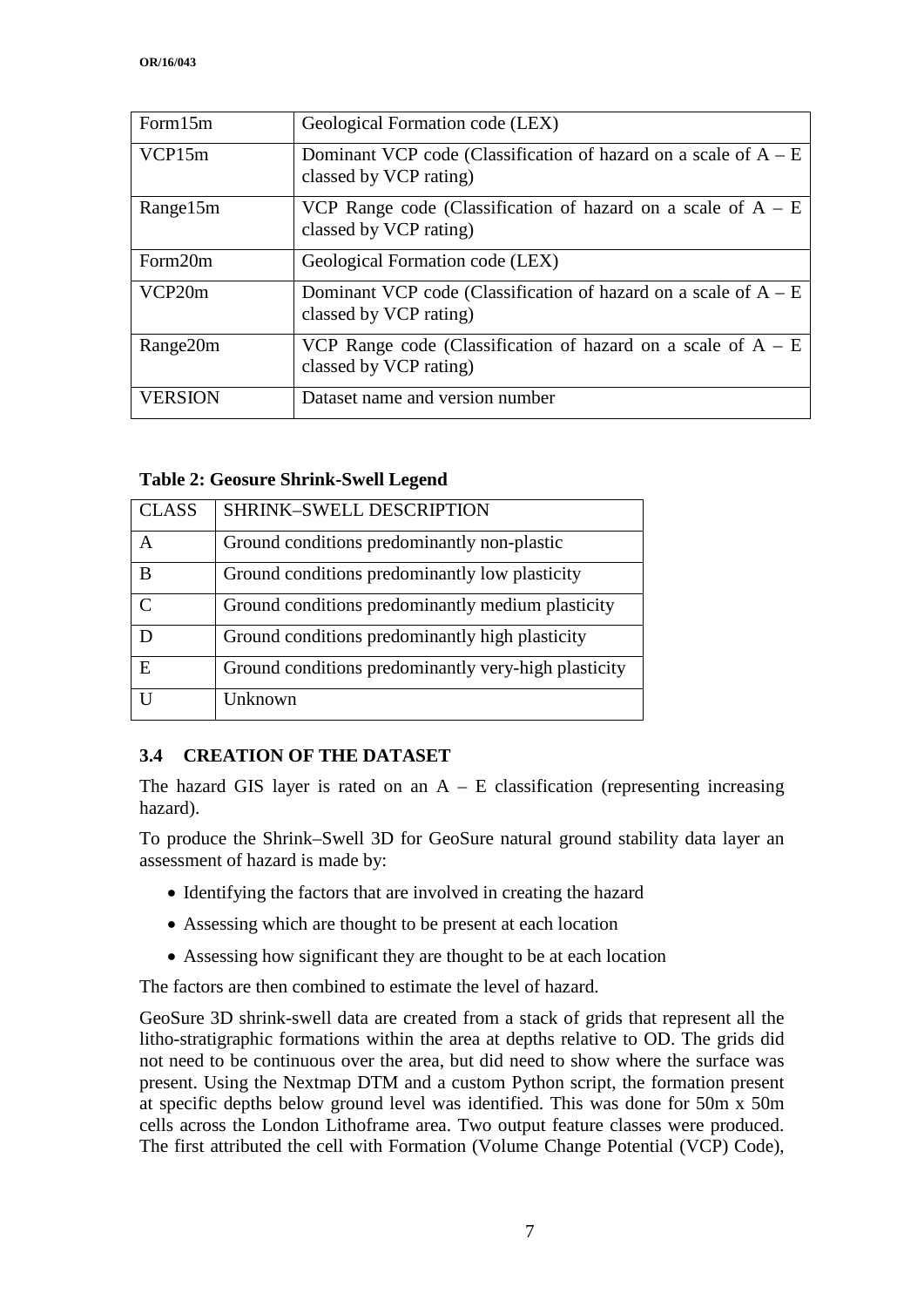| Form15m | Geological Formation code (LEX) |
|---|---|
| VCP15m | Dominant VCP code (Classification of hazard on a scale of A – E classed by VCP rating) |
| Range15m | VCP Range code (Classification of hazard on a scale of A – E classed by VCP rating) |
| Form20m | Geological Formation code (LEX) |
| VCP20m | Dominant VCP code (Classification of hazard on a scale of A – E classed by VCP rating) |
| Range20m | VCP Range code (Classification of hazard on a scale of A – E classed by VCP rating) |
| VERSION | Dataset name and version number |

**Table 2: Geosure Shrink-Swell Legend**

| CLASS | SHRINK–SWELL DESCRIPTION |
|---|---|
| A | Ground conditions predominantly non-plastic |
| B | Ground conditions predominantly low plasticity |
| C | Ground conditions predominantly medium plasticity |
| D | Ground conditions predominantly high plasticity |
| E | Ground conditions predominantly very-high plasticity |
| U | Unknown |

### 3.4 CREATION OF THE DATASET

The hazard GIS layer is rated on an A – E classification (representing increasing hazard).

To produce the Shrink–Swell 3D for GeoSure natural ground stability data layer an assessment of hazard is made by:

- Identifying the factors that are involved in creating the hazard
- Assessing which are thought to be present at each location
- Assessing how significant they are thought to be at each location

The factors are then combined to estimate the level of hazard.

GeoSure 3D shrink-swell data are created from a stack of grids that represent all the litho-stratigraphic formations within the area at depths relative to OD. The grids did not need to be continuous over the area, but did need to show where the surface was present. Using the Nextmap DTM and a custom Python script, the formation present at specific depths below ground level was identified. This was done for 50m x 50m cells across the London Lithoframe area. Two output feature classes were produced. The first attributed the cell with Formation (Volume Change Potential (VCP) Code),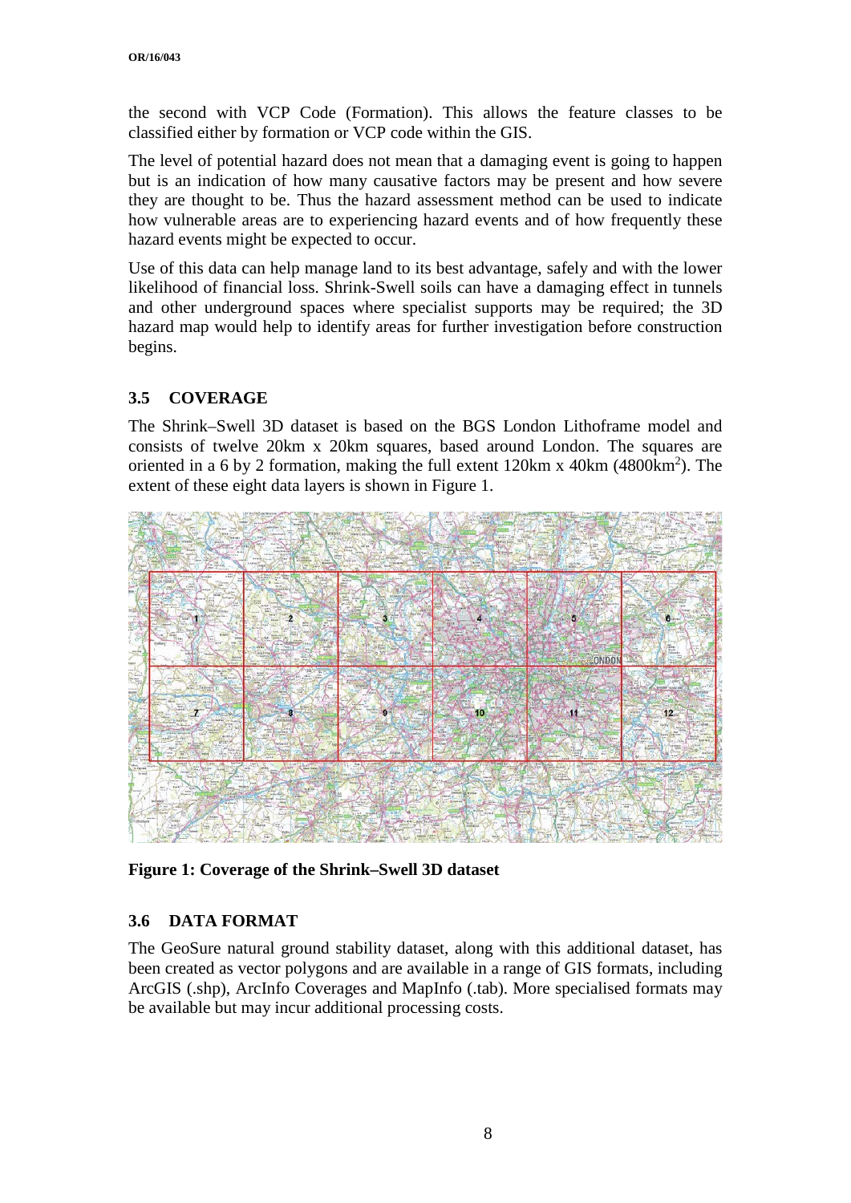the second with VCP Code (Formation). This allows the feature classes to be classified either by formation or VCP code within the GIS.

The level of potential hazard does not mean that a damaging event is going to happen but is an indication of how many causative factors may be present and how severe they are thought to be. Thus the hazard assessment method can be used to indicate how vulnerable areas are to experiencing hazard events and of how frequently these hazard events might be expected to occur.

Use of this data can help manage land to its best advantage, safely and with the lower likelihood of financial loss. Shrink-Swell soils can have a damaging effect in tunnels and other underground spaces where specialist supports may be required; the 3D hazard map would help to identify areas for further investigation before construction begins.

## 3.5 COVERAGE

The Shrink–Swell 3D dataset is based on the BGS London Lithoframe model and consists of twelve 20km x 20km squares, based around London. The squares are oriented in a 6 by 2 formation, making the full extent 120km x 40km (4800km$^2$). The extent of these eight data layers is shown in Figure 1.

**Figure 1: Coverage of the Shrink–Swell 3D dataset**

## 3.6 DATA FORMAT

The GeoSure natural ground stability dataset, along with this additional dataset, has been created as vector polygons and are available in a range of GIS formats, including ArcGIS (.shp), ArcInfo Coverages and MapInfo (.tab). More specialised formats may be available but may incur additional processing costs.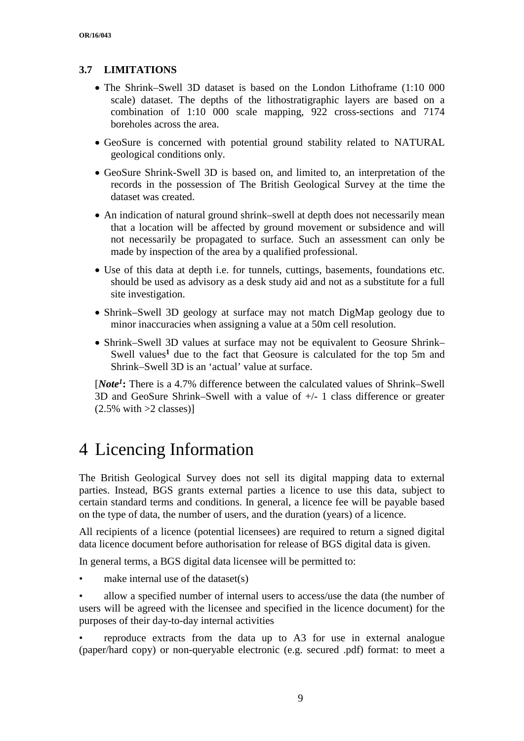### 3.7 LIMITATIONS

- The Shrink–Swell 3D dataset is based on the London Lithoframe (1:10 000 scale) dataset. The depths of the lithostratigraphic layers are based on a combination of 1:10 000 scale mapping, 922 cross-sections and 7174 boreholes across the area.
- GeoSure is concerned with potential ground stability related to NATURAL geological conditions only.
- GeoSure Shrink-Swell 3D is based on, and limited to, an interpretation of the records in the possession of The British Geological Survey at the time the dataset was created.
- An indication of natural ground shrink–swell at depth does not necessarily mean that a location will be affected by ground movement or subsidence and will not necessarily be propagated to surface. Such an assessment can only be made by inspection of the area by a qualified professional.
- Use of this data at depth i.e. for tunnels, cuttings, basements, foundations etc. should be used as advisory as a desk study aid and not as a substitute for a full site investigation.
- Shrink–Swell 3D geology at surface may not match DigMap geology due to minor inaccuracies when assigning a value at a 50m cell resolution.
- Shrink–Swell 3D values at surface may not be equivalent to Geosure Shrink–Swell values[1] due to the fact that Geosure is calculated for the top 5m and Shrink–Swell 3D is an 'actual' value at surface.

[***Note[1]*:** There is a 4.7% difference between the calculated values of Shrink–Swell 3D and GeoSure Shrink–Swell with a value of +/- 1 class difference or greater (2.5% with >2 classes)]

# 4 Licencing Information

The British Geological Survey does not sell its digital mapping data to external parties. Instead, BGS grants external parties a licence to use this data, subject to certain standard terms and conditions. In general, a licence fee will be payable based on the type of data, the number of users, and the duration (years) of a licence.

All recipients of a licence (potential licensees) are required to return a signed digital data licence document before authorisation for release of BGS digital data is given.

In general terms, a BGS digital data licensee will be permitted to:

- make internal use of the dataset(s)
- allow a specified number of internal users to access/use the data (the number of users will be agreed with the licensee and specified in the licence document) for the purposes of their day-to-day internal activities
- reproduce extracts from the data up to A3 for use in external analogue (paper/hard copy) or non-queryable electronic (e.g. secured .pdf) format: to meet a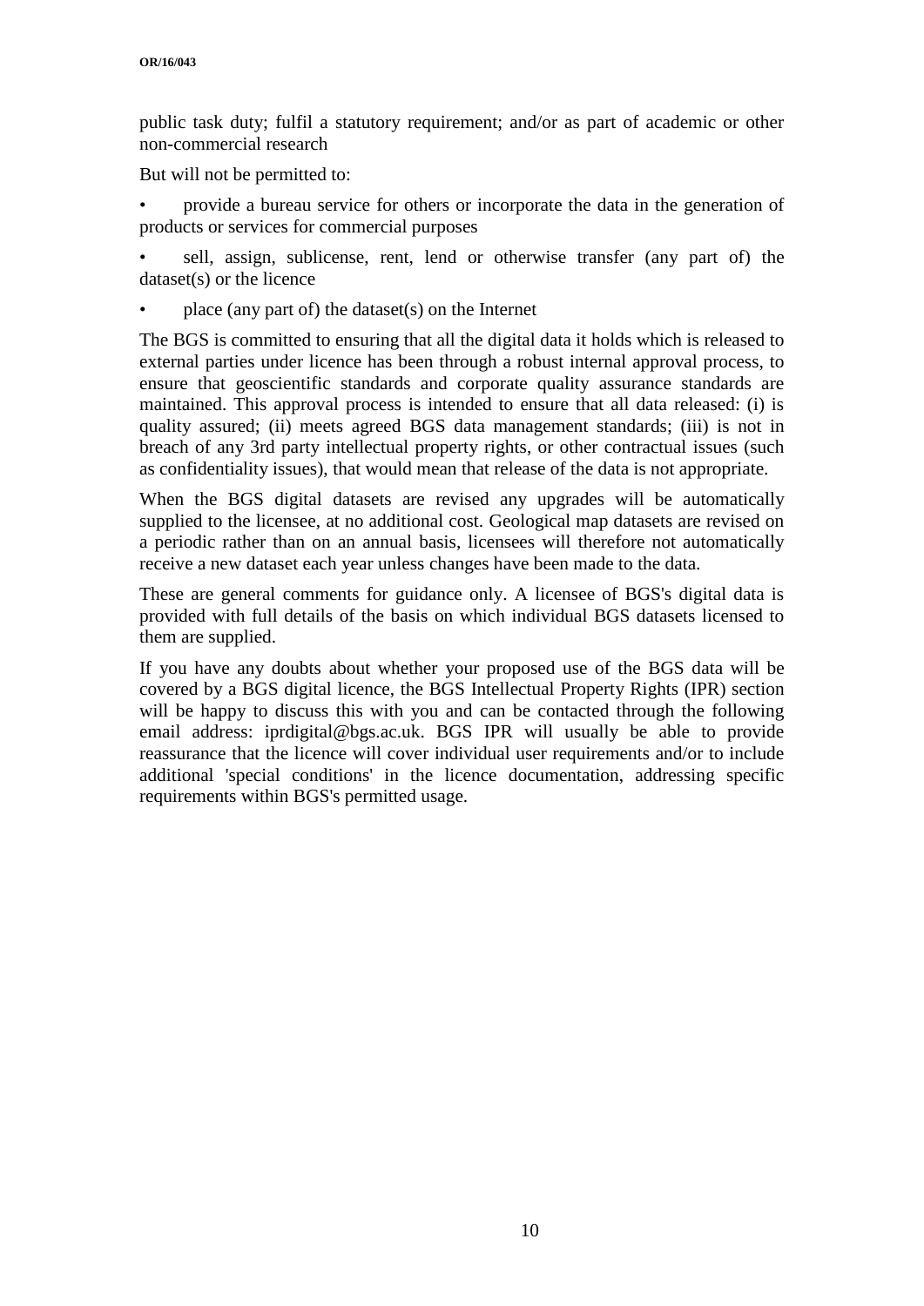public task duty; fulfil a statutory requirement; and/or as part of academic or other non-commercial research

But will not be permitted to:

- provide a bureau service for others or incorporate the data in the generation of products or services for commercial purposes
- sell, assign, sublicense, rent, lend or otherwise transfer (any part of) the dataset(s) or the licence
- place (any part of) the dataset(s) on the Internet

The BGS is committed to ensuring that all the digital data it holds which is released to external parties under licence has been through a robust internal approval process, to ensure that geoscientific standards and corporate quality assurance standards are maintained. This approval process is intended to ensure that all data released: (i) is quality assured; (ii) meets agreed BGS data management standards; (iii) is not in breach of any 3rd party intellectual property rights, or other contractual issues (such as confidentiality issues), that would mean that release of the data is not appropriate.

When the BGS digital datasets are revised any upgrades will be automatically supplied to the licensee, at no additional cost. Geological map datasets are revised on a periodic rather than on an annual basis, licensees will therefore not automatically receive a new dataset each year unless changes have been made to the data.

These are general comments for guidance only. A licensee of BGS's digital data is provided with full details of the basis on which individual BGS datasets licensed to them are supplied.

If you have any doubts about whether your proposed use of the BGS data will be covered by a BGS digital licence, the BGS Intellectual Property Rights (IPR) section will be happy to discuss this with you and can be contacted through the following email address: iprdigital@bgs.ac.uk. BGS IPR will usually be able to provide reassurance that the licence will cover individual user requirements and/or to include additional 'special conditions' in the licence documentation, addressing specific requirements within BGS's permitted usage.